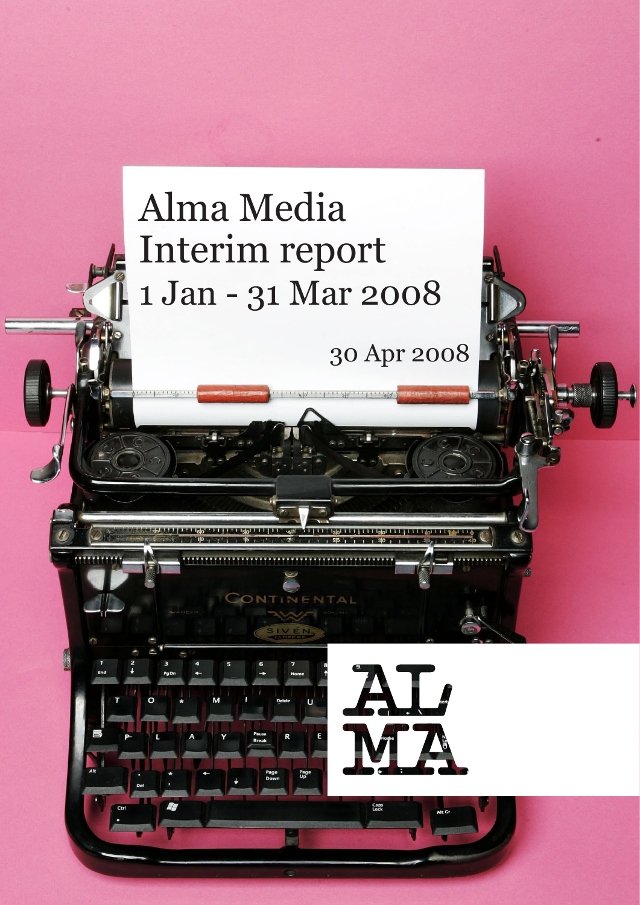# Alma Media Interim report 1 Jan - 31 Mar 2008

30 Apr 2008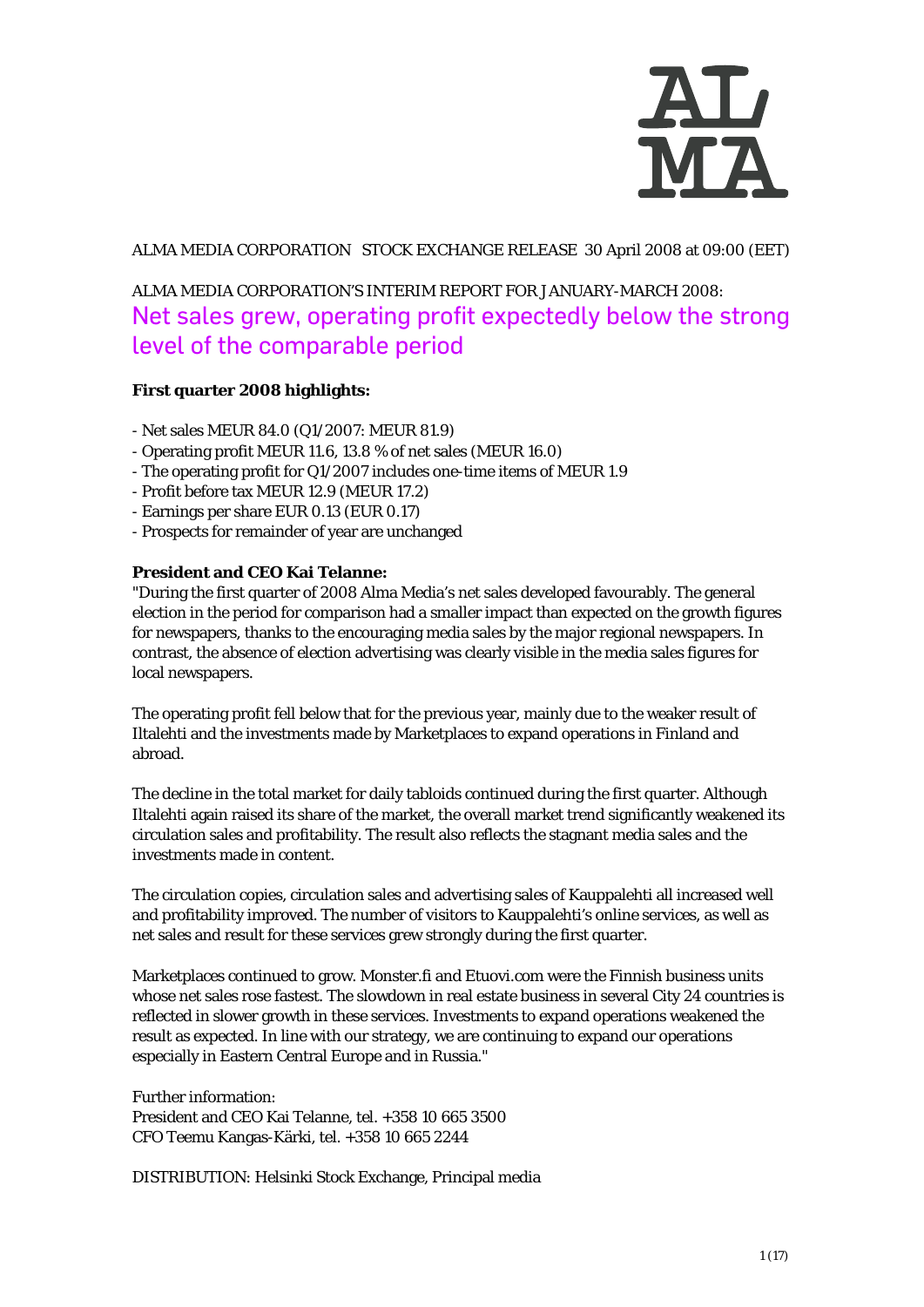ALMA MEDIA CORPORATION STOCK EXCHANGE RELEASE 30 April 2008 at 09:00 (EET)

ALMA MEDIA CORPORATION'S INTERIM REPORT FOR JANUARY-MARCH 2008:

# Net sales grew, operating profit expectedly below the strong level of the comparable period

**First quarter 2008 highlights:**

- Net sales MEUR 84.0 (Q1/2007: MEUR 81.9)
- Operating profit MEUR 11.6, 13.8 % of net sales (MEUR 16.0)
- The operating profit for Q1/2007 includes one-time items of MEUR 1.9
- Profit before tax MEUR 12.9 (MEUR 17.2)
- Earnings per share EUR 0.13 (EUR 0.17)
- Prospects for remainder of year are unchanged

**President and CEO Kai Telanne:**

"During the first quarter of 2008 Alma Media's net sales developed favourably. The general election in the period for comparison had a smaller impact than expected on the growth figures for newspapers, thanks to the encouraging media sales by the major regional newspapers. In contrast, the absence of election advertising was clearly visible in the media sales figures for local newspapers.

The operating profit fell below that for the previous year, mainly due to the weaker result of Iltalehti and the investments made by Marketplaces to expand operations in Finland and abroad.

The decline in the total market for daily tabloids continued during the first quarter. Although Iltalehti again raised its share of the market, the overall market trend significantly weakened its circulation sales and profitability. The result also reflects the stagnant media sales and the investments made in content.

The circulation copies, circulation sales and advertising sales of Kauppalehti all increased well and profitability improved. The number of visitors to Kauppalehti's online services, as well as net sales and result for these services grew strongly during the first quarter.

Marketplaces continued to grow. Monster.fi and Etuovi.com were the Finnish business units whose net sales rose fastest. The slowdown in real estate business in several City 24 countries is reflected in slower growth in these services. Investments to expand operations weakened the result as expected. In line with our strategy, we are continuing to expand our operations especially in Eastern Central Europe and in Russia."

Further information:
President and CEO Kai Telanne, tel. +358 10 665 3500
CFO Teemu Kangas-Kärki, tel. +358 10 665 2244

DISTRIBUTION: Helsinki Stock Exchange, Principal media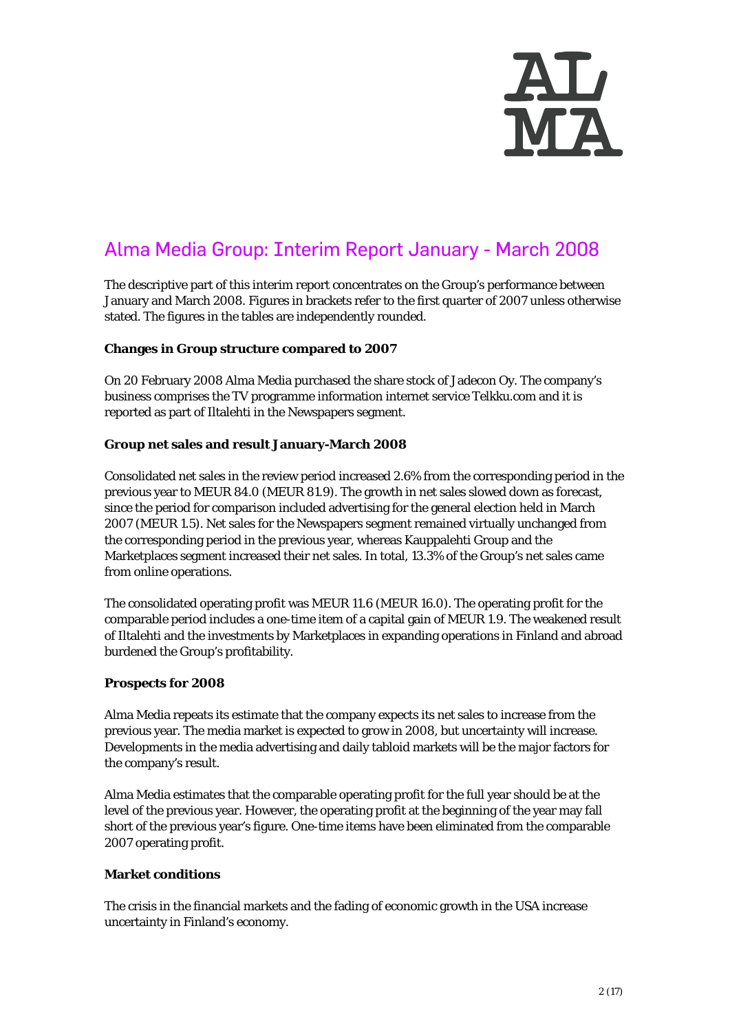# Alma Media Group: Interim Report January - March 2008

The descriptive part of this interim report concentrates on the Group's performance between January and March 2008. Figures in brackets refer to the first quarter of 2007 unless otherwise stated. The figures in the tables are independently rounded.

**Changes in Group structure compared to 2007**

On 20 February 2008 Alma Media purchased the share stock of Jadecon Oy. The company's business comprises the TV programme information internet service Telkku.com and it is reported as part of Iltalehti in the Newspapers segment.

**Group net sales and result January-March 2008**

Consolidated net sales in the review period increased 2.6% from the corresponding period in the previous year to MEUR 84.0 (MEUR 81.9). The growth in net sales slowed down as forecast, since the period for comparison included advertising for the general election held in March 2007 (MEUR 1.5). Net sales for the Newspapers segment remained virtually unchanged from the corresponding period in the previous year, whereas Kauppalehti Group and the Marketplaces segment increased their net sales. In total, 13.3% of the Group's net sales came from online operations.

The consolidated operating profit was MEUR 11.6 (MEUR 16.0). The operating profit for the comparable period includes a one-time item of a capital gain of MEUR 1.9. The weakened result of Iltalehti and the investments by Marketplaces in expanding operations in Finland and abroad burdened the Group's profitability.

**Prospects for 2008**

Alma Media repeats its estimate that the company expects its net sales to increase from the previous year. The media market is expected to grow in 2008, but uncertainty will increase. Developments in the media advertising and daily tabloid markets will be the major factors for the company's result.

Alma Media estimates that the comparable operating profit for the full year should be at the level of the previous year. However, the operating profit at the beginning of the year may fall short of the previous year's figure. One-time items have been eliminated from the comparable 2007 operating profit.

**Market conditions**

The crisis in the financial markets and the fading of economic growth in the USA increase uncertainty in Finland's economy.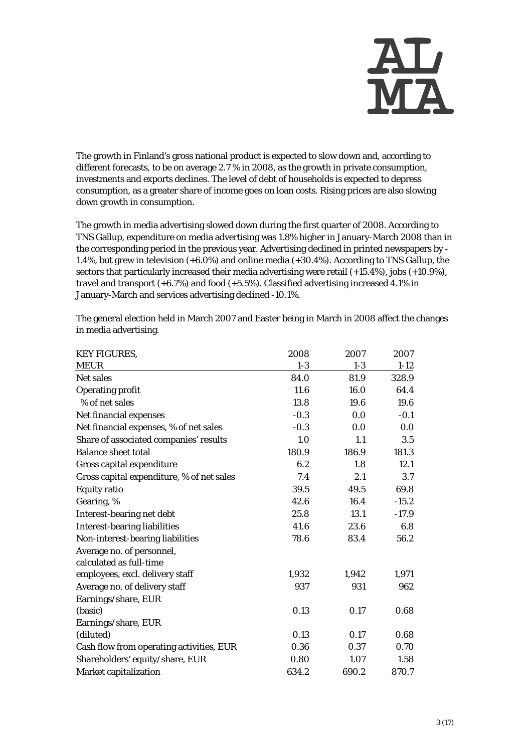The growth in Finland's gross national product is expected to slow down and, according to different forecasts, to be on average 2.7 % in 2008, as the growth in private consumption, investments and exports declines. The level of debt of households is expected to depress consumption, as a greater share of income goes on loan costs. Rising prices are also slowing down growth in consumption.

The growth in media advertising slowed down during the first quarter of 2008. According to TNS Gallup, expenditure on media advertising was 1.8% higher in January-March 2008 than in the corresponding period in the previous year. Advertising declined in printed newspapers by -1.4%, but grew in television (+6.0%) and online media (+30.4%). According to TNS Gallup, the sectors that particularly increased their media advertising were retail (+15.4%), jobs (+10.9%), travel and transport (+6.7%) and food (+5.5%). Classified advertising increased 4.1% in January-March and services advertising declined -10.1%.

The general election held in March 2007 and Easter being in March in 2008 affect the changes in media advertising.

| KEY FIGURES, MEUR | 2008 1-3 | 2007 1-3 | 2007 1-12 |
|---|---|---|---|
| Net sales | 84.0 | 81.9 | 328.9 |
| Operating profit | 11.6 | 16.0 | 64.4 |
| % of net sales | 13.8 | 19.6 | 19.6 |
| Net financial expenses | -0.3 | 0.0 | -0.1 |
| Net financial expenses, % of net sales | -0.3 | 0.0 | 0.0 |
| Share of associated companies' results | 1.0 | 1.1 | 3.5 |
| Balance sheet total | 180.9 | 186.9 | 181.3 |
| Gross capital expenditure | 6.2 | 1.8 | 12.1 |
| Gross capital expenditure, % of net sales | 7.4 | 2.1 | 3.7 |
| Equity ratio | 39.5 | 49.5 | 69.8 |
| Gearing, % | 42.6 | 16.4 | -15.2 |
| Interest-bearing net debt | 25.8 | 13.1 | -17.9 |
| Interest-bearing liabilities | 41.6 | 23.6 | 6.8 |
| Non-interest-bearing liabilities | 78.6 | 83.4 | 56.2 |
| Average no. of personnel, calculated as full-time employees, excl. delivery staff | 1,932 | 1,942 | 1,971 |
| Average no. of delivery staff | 937 | 931 | 962 |
| Earnings/share, EUR (basic) | 0.13 | 0.17 | 0.68 |
| Earnings/share, EUR (diluted) | 0.13 | 0.17 | 0.68 |
| Cash flow from operating activities, EUR | 0.36 | 0.37 | 0.70 |
| Shareholders' equity/share, EUR | 0.80 | 1.07 | 1.58 |
| Market capitalization | 634.2 | 690.2 | 870.7 |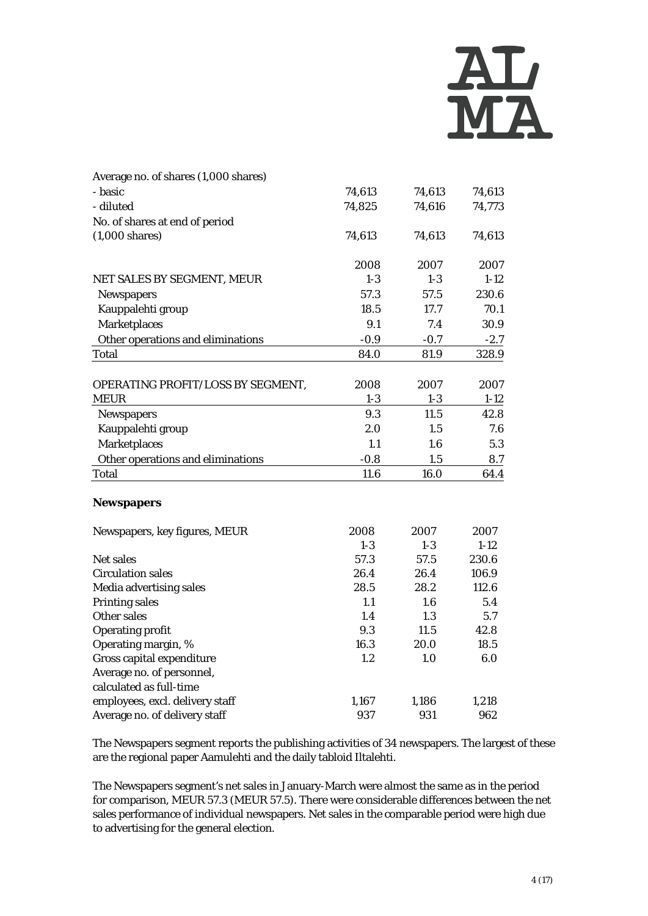| Average no. of shares (1,000 shares) | | | |
|---|---|---|---|
| - basic | 74,613 | 74,613 | 74,613 |
| - diluted | 74,825 | 74,616 | 74,773 |
| No. of shares at end of period (1,000 shares) | 74,613 | 74,613 | 74,613 |

| NET SALES BY SEGMENT, MEUR | 2008 1-3 | 2007 1-3 | 2007 1-12 |
|---|---|---|---|
| Newspapers | 57.3 | 57.5 | 230.6 |
| Kauppalehti group | 18.5 | 17.7 | 70.1 |
| Marketplaces | 9.1 | 7.4 | 30.9 |
| Other operations and eliminations | -0.9 | -0.7 | -2.7 |
| Total | 84.0 | 81.9 | 328.9 |

| OPERATING PROFIT/LOSS BY SEGMENT, MEUR | 2008 1-3 | 2007 1-3 | 2007 1-12 |
|---|---|---|---|
| Newspapers | 9.3 | 11.5 | 42.8 |
| Kauppalehti group | 2.0 | 1.5 | 7.6 |
| Marketplaces | 1.1 | 1.6 | 5.3 |
| Other operations and eliminations | -0.8 | 1.5 | 8.7 |
| Total | 11.6 | 16.0 | 64.4 |

**Newspapers**

| Newspapers, key figures, MEUR | 2008 1-3 | 2007 1-3 | 2007 1-12 |
|---|---|---|---|
| Net sales | 57.3 | 57.5 | 230.6 |
| Circulation sales | 26.4 | 26.4 | 106.9 |
| Media advertising sales | 28.5 | 28.2 | 112.6 |
| Printing sales | 1.1 | 1.6 | 5.4 |
| Other sales | 1.4 | 1.3 | 5.7 |
| Operating profit | 9.3 | 11.5 | 42.8 |
| Operating margin, % | 16.3 | 20.0 | 18.5 |
| Gross capital expenditure | 1.2 | 1.0 | 6.0 |
| Average no. of personnel, calculated as full-time employees, excl. delivery staff | 1,167 | 1,186 | 1,218 |
| Average no. of delivery staff | 937 | 931 | 962 |

The Newspapers segment reports the publishing activities of 34 newspapers. The largest of these are the regional paper Aamulehti and the daily tabloid Iltalehti.

The Newspapers segment's net sales in January-March were almost the same as in the period for comparison, MEUR 57.3 (MEUR 57.5). There were considerable differences between the net sales performance of individual newspapers. Net sales in the comparable period were high due to advertising for the general election.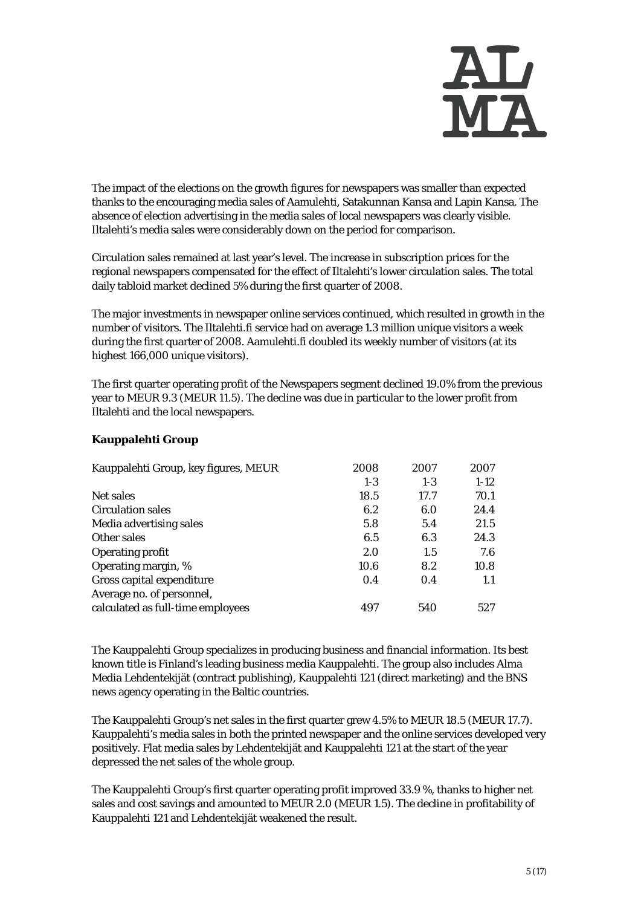The impact of the elections on the growth figures for newspapers was smaller than expected thanks to the encouraging media sales of Aamulehti, Satakunnan Kansa and Lapin Kansa. The absence of election advertising in the media sales of local newspapers was clearly visible. Iltalehti's media sales were considerably down on the period for comparison.

Circulation sales remained at last year's level. The increase in subscription prices for the regional newspapers compensated for the effect of Iltalehti's lower circulation sales. The total daily tabloid market declined 5% during the first quarter of 2008.

The major investments in newspaper online services continued, which resulted in growth in the number of visitors. The Iltalehti.fi service had on average 1.3 million unique visitors a week during the first quarter of 2008. Aamulehti.fi doubled its weekly number of visitors (at its highest 166,000 unique visitors).

The first quarter operating profit of the Newspapers segment declined 19.0% from the previous year to MEUR 9.3 (MEUR 11.5). The decline was due in particular to the lower profit from Iltalehti and the local newspapers.

**Kauppalehti Group**

| Kauppalehti Group, key figures, MEUR | 2008 1-3 | 2007 1-3 | 2007 1-12 |
|---|---|---|---|
| Net sales | 18.5 | 17.7 | 70.1 |
| Circulation sales | 6.2 | 6.0 | 24.4 |
| Media advertising sales | 5.8 | 5.4 | 21.5 |
| Other sales | 6.5 | 6.3 | 24.3 |
| Operating profit | 2.0 | 1.5 | 7.6 |
| Operating margin, % | 10.6 | 8.2 | 10.8 |
| Gross capital expenditure | 0.4 | 0.4 | 1.1 |
| Average no. of personnel, calculated as full-time employees | 497 | 540 | 527 |

The Kauppalehti Group specializes in producing business and financial information. Its best known title is Finland's leading business media Kauppalehti. The group also includes Alma Media Lehdentekijät (contract publishing), Kauppalehti 121 (direct marketing) and the BNS news agency operating in the Baltic countries.

The Kauppalehti Group's net sales in the first quarter grew 4.5% to MEUR 18.5 (MEUR 17.7). Kauppalehti's media sales in both the printed newspaper and the online services developed very positively. Flat media sales by Lehdentekijät and Kauppalehti 121 at the start of the year depressed the net sales of the whole group.

The Kauppalehti Group's first quarter operating profit improved 33.9 %, thanks to higher net sales and cost savings and amounted to MEUR 2.0 (MEUR 1.5). The decline in profitability of Kauppalehti 121 and Lehdentekijät weakened the result.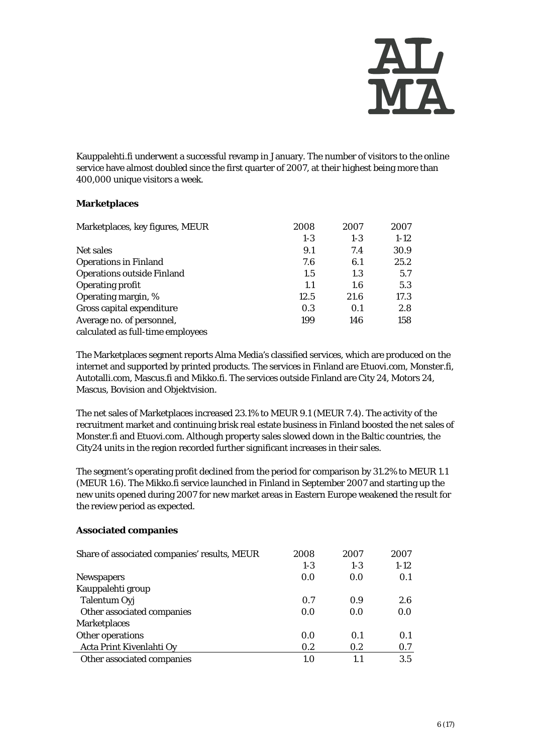Kauppalehti.fi underwent a successful revamp in January. The number of visitors to the online service have almost doubled since the first quarter of 2007, at their highest being more than 400,000 unique visitors a week.

**Marketplaces**

| Marketplaces, key figures, MEUR | 2008 | 2007 | 2007 |
|---|---|---|---|
| | 1-3 | 1-3 | 1-12 |
| Net sales | 9.1 | 7.4 | 30.9 |
| Operations in Finland | 7.6 | 6.1 | 25.2 |
| Operations outside Finland | 1.5 | 1.3 | 5.7 |
| Operating profit | 1.1 | 1.6 | 5.3 |
| Operating margin, % | 12.5 | 21.6 | 17.3 |
| Gross capital expenditure | 0.3 | 0.1 | 2.8 |
| Average no. of personnel, calculated as full-time employees | 199 | 146 | 158 |

The Marketplaces segment reports Alma Media's classified services, which are produced on the internet and supported by printed products. The services in Finland are Etuovi.com, Monster.fi, Autotalli.com, Mascus.fi and Mikko.fi. The services outside Finland are City 24, Motors 24, Mascus, Bovision and Objektvision.

The net sales of Marketplaces increased 23.1% to MEUR 9.1 (MEUR 7.4). The activity of the recruitment market and continuing brisk real estate business in Finland boosted the net sales of Monster.fi and Etuovi.com. Although property sales slowed down in the Baltic countries, the City24 units in the region recorded further significant increases in their sales.

The segment's operating profit declined from the period for comparison by 31.2% to MEUR 1.1 (MEUR 1.6). The Mikko.fi service launched in Finland in September 2007 and starting up the new units opened during 2007 for new market areas in Eastern Europe weakened the result for the review period as expected.

**Associated companies**

| Share of associated companies' results, MEUR | 2008 | 2007 | 2007 |
|---|---|---|---|
| | 1-3 | 1-3 | 1-12 |
| Newspapers | 0.0 | 0.0 | 0.1 |
| Kauppalehti group | | | |
| Talentum Oyj | 0.7 | 0.9 | 2.6 |
| Other associated companies | 0.0 | 0.0 | 0.0 |
| Marketplaces | | | |
| Other operations | 0.0 | 0.1 | 0.1 |
| Acta Print Kivenlahti Oy | 0.2 | 0.2 | 0.7 |
| Other associated companies | 1.0 | 1.1 | 3.5 |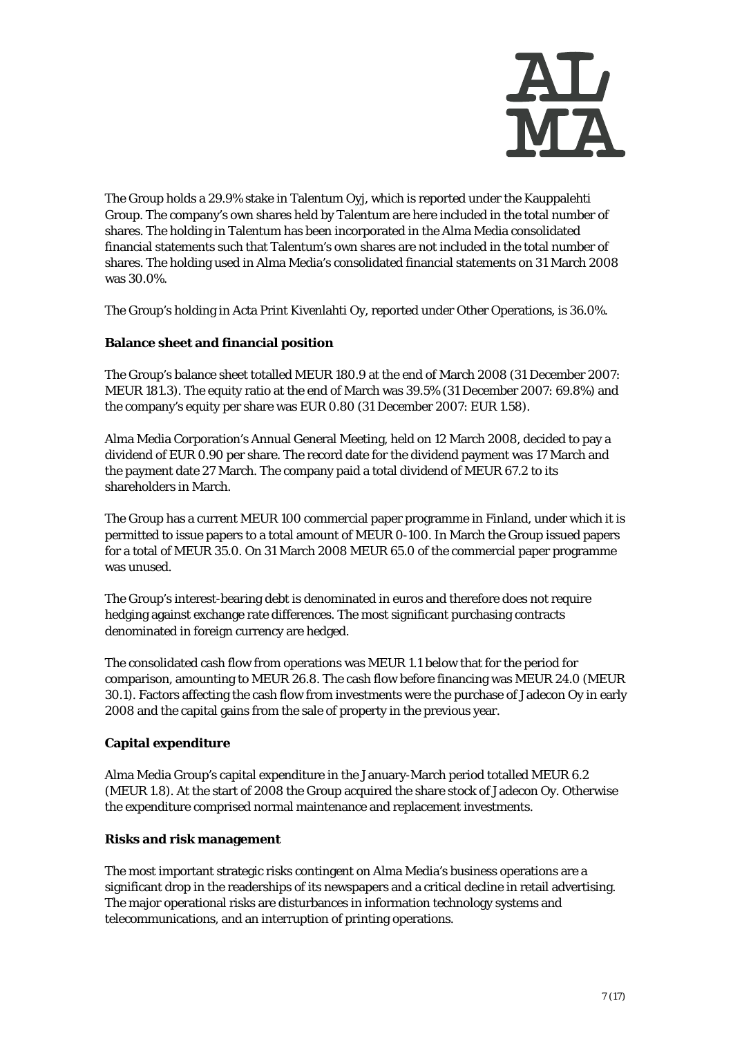The Group holds a 29.9% stake in Talentum Oyj, which is reported under the Kauppalehti Group. The company's own shares held by Talentum are here included in the total number of shares. The holding in Talentum has been incorporated in the Alma Media consolidated financial statements such that Talentum's own shares are not included in the total number of shares. The holding used in Alma Media's consolidated financial statements on 31 March 2008 was 30.0%.

The Group's holding in Acta Print Kivenlahti Oy, reported under Other Operations, is 36.0%.

**Balance sheet and financial position**

The Group's balance sheet totalled MEUR 180.9 at the end of March 2008 (31 December 2007: MEUR 181.3). The equity ratio at the end of March was 39.5% (31 December 2007: 69.8%) and the company's equity per share was EUR 0.80 (31 December 2007: EUR 1.58).

Alma Media Corporation's Annual General Meeting, held on 12 March 2008, decided to pay a dividend of EUR 0.90 per share. The record date for the dividend payment was 17 March and the payment date 27 March. The company paid a total dividend of MEUR 67.2 to its shareholders in March.

The Group has a current MEUR 100 commercial paper programme in Finland, under which it is permitted to issue papers to a total amount of MEUR 0-100. In March the Group issued papers for a total of MEUR 35.0. On 31 March 2008 MEUR 65.0 of the commercial paper programme was unused.

The Group's interest-bearing debt is denominated in euros and therefore does not require hedging against exchange rate differences. The most significant purchasing contracts denominated in foreign currency are hedged.

The consolidated cash flow from operations was MEUR 1.1 below that for the period for comparison, amounting to MEUR 26.8. The cash flow before financing was MEUR 24.0 (MEUR 30.1). Factors affecting the cash flow from investments were the purchase of Jadecon Oy in early 2008 and the capital gains from the sale of property in the previous year.

**Capital expenditure**

Alma Media Group's capital expenditure in the January-March period totalled MEUR 6.2 (MEUR 1.8). At the start of 2008 the Group acquired the share stock of Jadecon Oy. Otherwise the expenditure comprised normal maintenance and replacement investments.

**Risks and risk management**

The most important strategic risks contingent on Alma Media's business operations are a significant drop in the readerships of its newspapers and a critical decline in retail advertising. The major operational risks are disturbances in information technology systems and telecommunications, and an interruption of printing operations.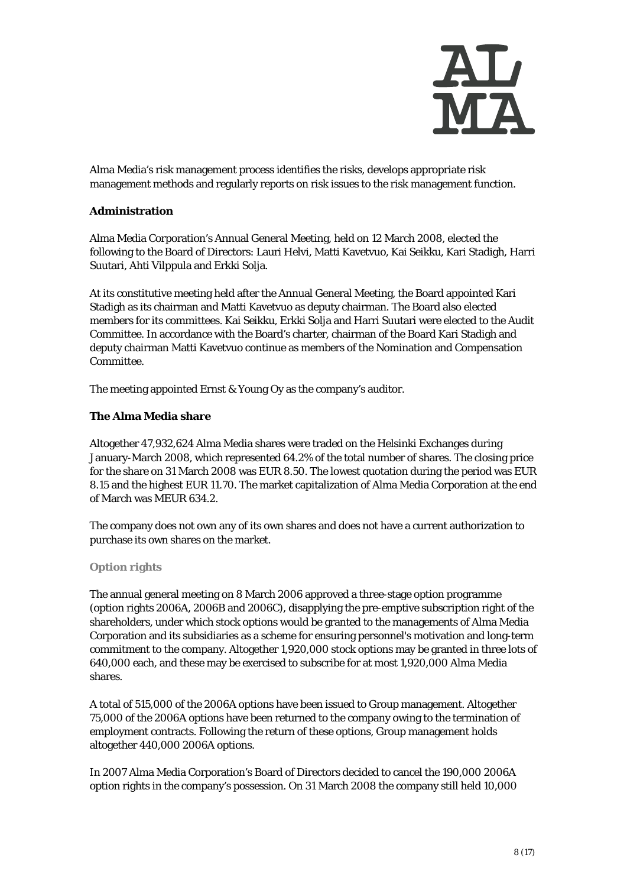Alma Media's risk management process identifies the risks, develops appropriate risk management methods and regularly reports on risk issues to the risk management function.

**Administration**

Alma Media Corporation's Annual General Meeting, held on 12 March 2008, elected the following to the Board of Directors: Lauri Helvi, Matti Kavetvuo, Kai Seikku, Kari Stadigh, Harri Suutari, Ahti Vilppula and Erkki Solja.

At its constitutive meeting held after the Annual General Meeting, the Board appointed Kari Stadigh as its chairman and Matti Kavetvuo as deputy chairman. The Board also elected members for its committees. Kai Seikku, Erkki Solja and Harri Suutari were elected to the Audit Committee. In accordance with the Board's charter, chairman of the Board Kari Stadigh and deputy chairman Matti Kavetvuo continue as members of the Nomination and Compensation Committee.

The meeting appointed Ernst & Young Oy as the company's auditor.

**The Alma Media share**

Altogether 47,932,624 Alma Media shares were traded on the Helsinki Exchanges during January-March 2008, which represented 64.2% of the total number of shares. The closing price for the share on 31 March 2008 was EUR 8.50. The lowest quotation during the period was EUR 8.15 and the highest EUR 11.70. The market capitalization of Alma Media Corporation at the end of March was MEUR 634.2.

The company does not own any of its own shares and does not have a current authorization to purchase its own shares on the market.

**Option rights**

The annual general meeting on 8 March 2006 approved a three-stage option programme (option rights 2006A, 2006B and 2006C), disapplying the pre-emptive subscription right of the shareholders, under which stock options would be granted to the managements of Alma Media Corporation and its subsidiaries as a scheme for ensuring personnel's motivation and long-term commitment to the company. Altogether 1,920,000 stock options may be granted in three lots of 640,000 each, and these may be exercised to subscribe for at most 1,920,000 Alma Media shares.

A total of 515,000 of the 2006A options have been issued to Group management. Altogether 75,000 of the 2006A options have been returned to the company owing to the termination of employment contracts. Following the return of these options, Group management holds altogether 440,000 2006A options.

In 2007 Alma Media Corporation's Board of Directors decided to cancel the 190,000 2006A option rights in the company's possession. On 31 March 2008 the company still held 10,000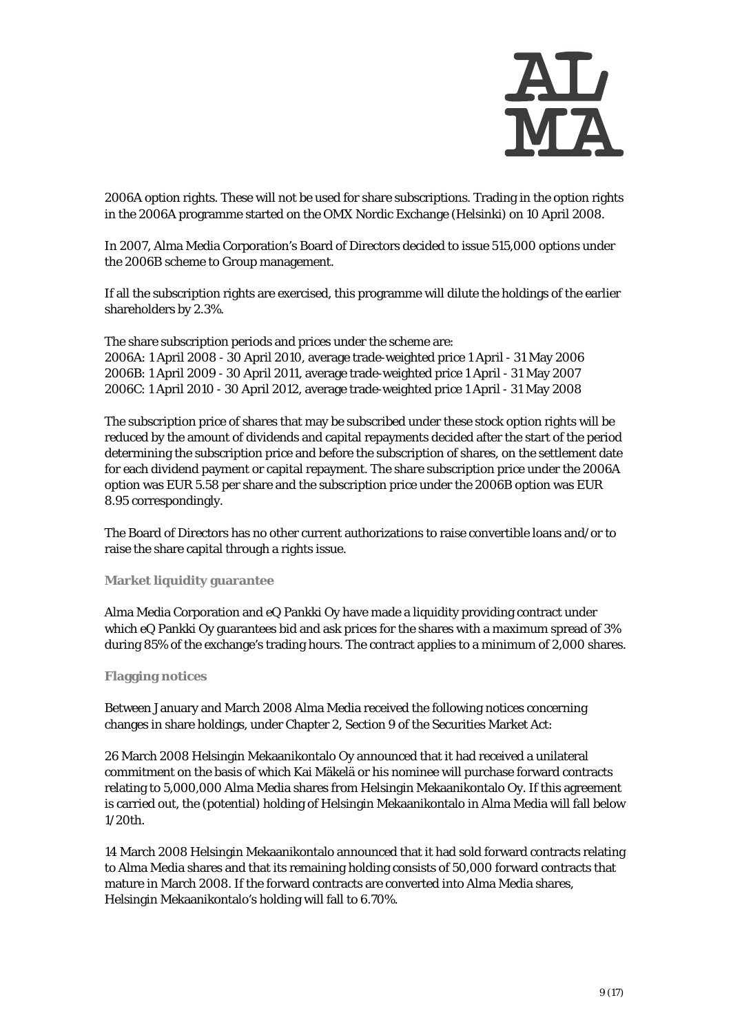2006A option rights. These will not be used for share subscriptions. Trading in the option rights in the 2006A programme started on the OMX Nordic Exchange (Helsinki) on 10 April 2008.

In 2007, Alma Media Corporation's Board of Directors decided to issue 515,000 options under the 2006B scheme to Group management.

If all the subscription rights are exercised, this programme will dilute the holdings of the earlier shareholders by 2.3%.

The share subscription periods and prices under the scheme are:
2006A: 1 April 2008 - 30 April 2010, average trade-weighted price 1 April - 31 May 2006
2006B: 1 April 2009 - 30 April 2011, average trade-weighted price 1 April - 31 May 2007
2006C: 1 April 2010 - 30 April 2012, average trade-weighted price 1 April - 31 May 2008

The subscription price of shares that may be subscribed under these stock option rights will be reduced by the amount of dividends and capital repayments decided after the start of the period determining the subscription price and before the subscription of shares, on the settlement date for each dividend payment or capital repayment. The share subscription price under the 2006A option was EUR 5.58 per share and the subscription price under the 2006B option was EUR 8.95 correspondingly.

The Board of Directors has no other current authorizations to raise convertible loans and/or to raise the share capital through a rights issue.

### Market liquidity guarantee

Alma Media Corporation and eQ Pankki Oy have made a liquidity providing contract under which eQ Pankki Oy guarantees bid and ask prices for the shares with a maximum spread of 3% during 85% of the exchange's trading hours. The contract applies to a minimum of 2,000 shares.

### Flagging notices

Between January and March 2008 Alma Media received the following notices concerning changes in share holdings, under Chapter 2, Section 9 of the Securities Market Act:

26 March 2008 Helsingin Mekaanikontalo Oy announced that it had received a unilateral commitment on the basis of which Kai Mäkelä or his nominee will purchase forward contracts relating to 5,000,000 Alma Media shares from Helsingin Mekaanikontalo Oy. If this agreement is carried out, the (potential) holding of Helsingin Mekaanikontalo in Alma Media will fall below 1/20th.

14 March 2008 Helsingin Mekaanikontalo announced that it had sold forward contracts relating to Alma Media shares and that its remaining holding consists of 50,000 forward contracts that mature in March 2008. If the forward contracts are converted into Alma Media shares, Helsingin Mekaanikontalo's holding will fall to 6.70%.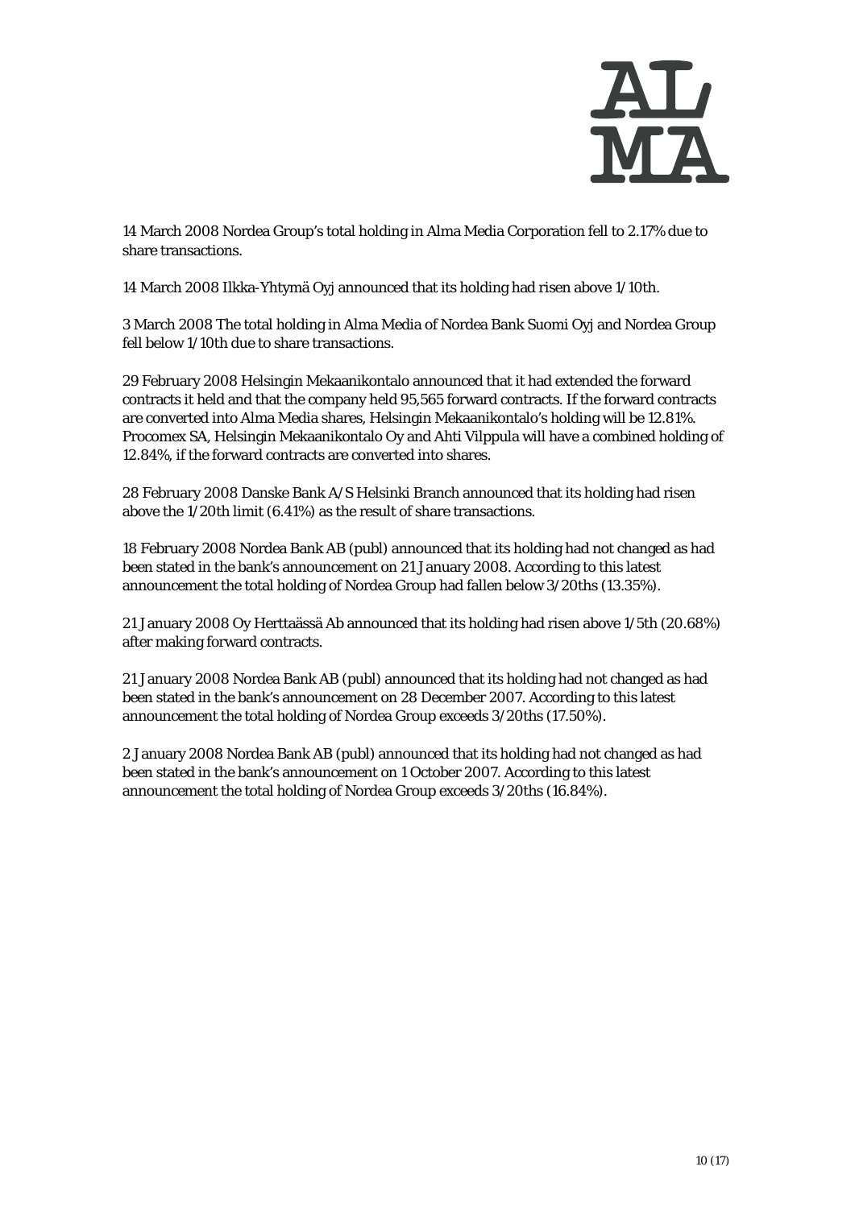14 March 2008 Nordea Group's total holding in Alma Media Corporation fell to 2.17% due to share transactions.

14 March 2008 Ilkka-Yhtymä Oyj announced that its holding had risen above 1/10th.

3 March 2008 The total holding in Alma Media of Nordea Bank Suomi Oyj and Nordea Group fell below 1/10th due to share transactions.

29 February 2008 Helsingin Mekaanikontalo announced that it had extended the forward contracts it held and that the company held 95,565 forward contracts. If the forward contracts are converted into Alma Media shares, Helsingin Mekaanikontalo's holding will be 12.81%. Procomex SA, Helsingin Mekaanikontalo Oy and Ahti Vilppula will have a combined holding of 12.84%, if the forward contracts are converted into shares.

28 February 2008 Danske Bank A/S Helsinki Branch announced that its holding had risen above the 1/20th limit (6.41%) as the result of share transactions.

18 February 2008 Nordea Bank AB (publ) announced that its holding had not changed as had been stated in the bank's announcement on 21 January 2008. According to this latest announcement the total holding of Nordea Group had fallen below 3/20ths (13.35%).

21 January 2008 Oy Herttaässä Ab announced that its holding had risen above 1/5th (20.68%) after making forward contracts.

21 January 2008 Nordea Bank AB (publ) announced that its holding had not changed as had been stated in the bank's announcement on 28 December 2007. According to this latest announcement the total holding of Nordea Group exceeds 3/20ths (17.50%).

2 January 2008 Nordea Bank AB (publ) announced that its holding had not changed as had been stated in the bank's announcement on 1 October 2007. According to this latest announcement the total holding of Nordea Group exceeds 3/20ths (16.84%).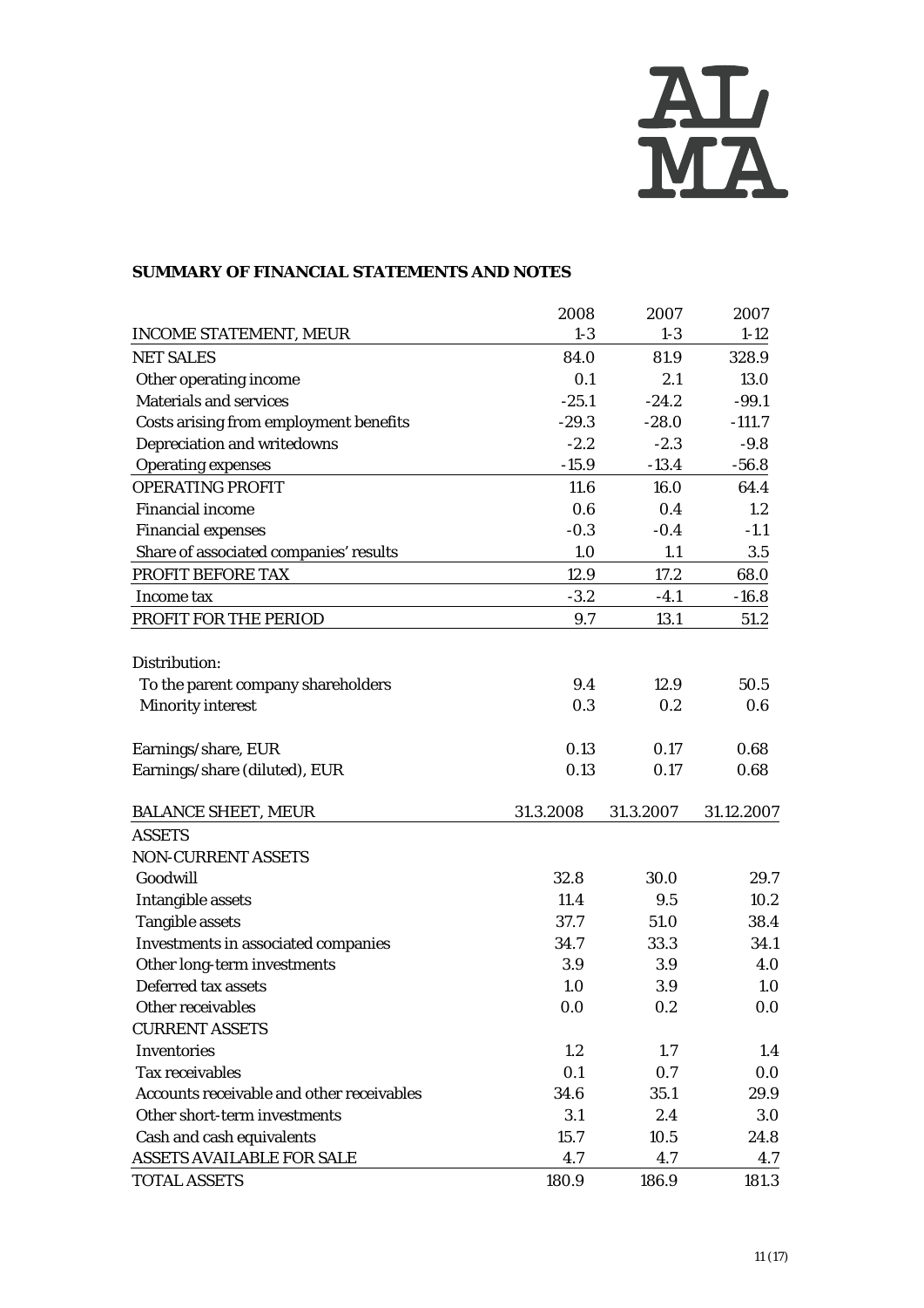**SUMMARY OF FINANCIAL STATEMENTS AND NOTES**

| INCOME STATEMENT, MEUR | 2008 1-3 | 2007 1-3 | 2007 1-12 |
|---|---|---|---|
| NET SALES | 84.0 | 81.9 | 328.9 |
| Other operating income | 0.1 | 2.1 | 13.0 |
| Materials and services | -25.1 | -24.2 | -99.1 |
| Costs arising from employment benefits | -29.3 | -28.0 | -111.7 |
| Depreciation and writedowns | -2.2 | -2.3 | -9.8 |
| Operating expenses | -15.9 | -13.4 | -56.8 |
| OPERATING PROFIT | 11.6 | 16.0 | 64.4 |
| Financial income | 0.6 | 0.4 | 1.2 |
| Financial expenses | -0.3 | -0.4 | -1.1 |
| Share of associated companies' results | 1.0 | 1.1 | 3.5 |
| PROFIT BEFORE TAX | 12.9 | 17.2 | 68.0 |
| Income tax | -3.2 | -4.1 | -16.8 |
| PROFIT FOR THE PERIOD | 9.7 | 13.1 | 51.2 |
| | | | |
| Distribution: | | | |
| To the parent company shareholders | 9.4 | 12.9 | 50.5 |
| Minority interest | 0.3 | 0.2 | 0.6 |
| | | | |
| Earnings/share, EUR | 0.13 | 0.17 | 0.68 |
| Earnings/share (diluted), EUR | 0.13 | 0.17 | 0.68 |

| BALANCE SHEET, MEUR | 31.3.2008 | 31.3.2007 | 31.12.2007 |
|---|---|---|---|
| ASSETS | | | |
| NON-CURRENT ASSETS | | | |
| Goodwill | 32.8 | 30.0 | 29.7 |
| Intangible assets | 11.4 | 9.5 | 10.2 |
| Tangible assets | 37.7 | 51.0 | 38.4 |
| Investments in associated companies | 34.7 | 33.3 | 34.1 |
| Other long-term investments | 3.9 | 3.9 | 4.0 |
| Deferred tax assets | 1.0 | 3.9 | 1.0 |
| Other receivables | 0.0 | 0.2 | 0.0 |
| CURRENT ASSETS | | | |
| Inventories | 1.2 | 1.7 | 1.4 |
| Tax receivables | 0.1 | 0.7 | 0.0 |
| Accounts receivable and other receivables | 34.6 | 35.1 | 29.9 |
| Other short-term investments | 3.1 | 2.4 | 3.0 |
| Cash and cash equivalents | 15.7 | 10.5 | 24.8 |
| ASSETS AVAILABLE FOR SALE | 4.7 | 4.7 | 4.7 |
| TOTAL ASSETS | 180.9 | 186.9 | 181.3 |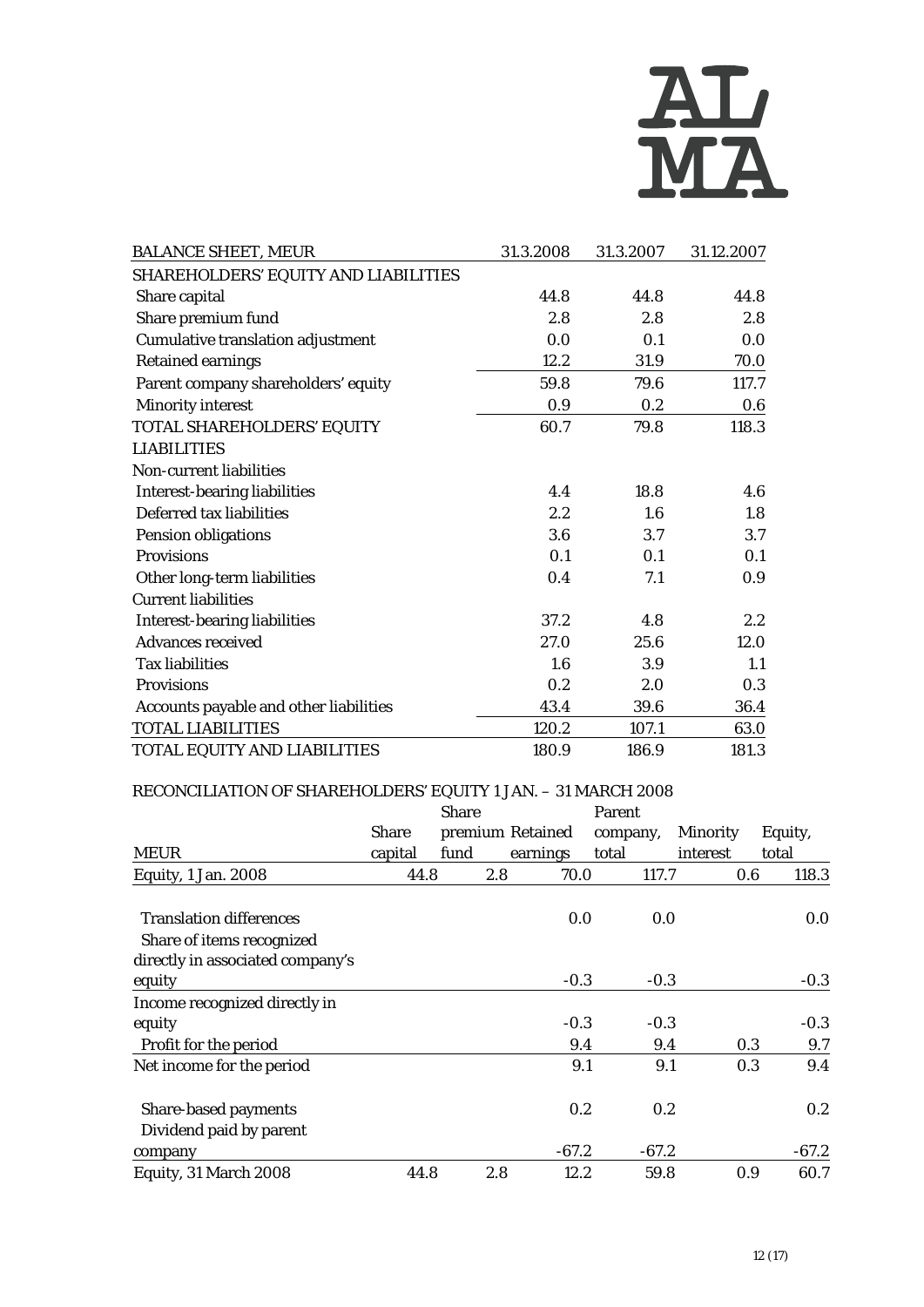| BALANCE SHEET, MEUR | 31.3.2008 | 31.3.2007 | 31.12.2007 |
|---|---|---|---|
| SHAREHOLDERS' EQUITY AND LIABILITIES | | | |
| Share capital | 44.8 | 44.8 | 44.8 |
| Share premium fund | 2.8 | 2.8 | 2.8 |
| Cumulative translation adjustment | 0.0 | 0.1 | 0.0 |
| Retained earnings | 12.2 | 31.9 | 70.0 |
| Parent company shareholders' equity | 59.8 | 79.6 | 117.7 |
| Minority interest | 0.9 | 0.2 | 0.6 |
| TOTAL SHAREHOLDERS' EQUITY | 60.7 | 79.8 | 118.3 |
| LIABILITIES | | | |
| Non-current liabilities | | | |
| Interest-bearing liabilities | 4.4 | 18.8 | 4.6 |
| Deferred tax liabilities | 2.2 | 1.6 | 1.8 |
| Pension obligations | 3.6 | 3.7 | 3.7 |
| Provisions | 0.1 | 0.1 | 0.1 |
| Other long-term liabilities | 0.4 | 7.1 | 0.9 |
| Current liabilities | | | |
| Interest-bearing liabilities | 37.2 | 4.8 | 2.2 |
| Advances received | 27.0 | 25.6 | 12.0 |
| Tax liabilities | 1.6 | 3.9 | 1.1 |
| Provisions | 0.2 | 2.0 | 0.3 |
| Accounts payable and other liabilities | 43.4 | 39.6 | 36.4 |
| TOTAL LIABILITIES | 120.2 | 107.1 | 63.0 |
| TOTAL EQUITY AND LIABILITIES | 180.9 | 186.9 | 181.3 |

RECONCILIATION OF SHAREHOLDERS' EQUITY 1 JAN. – 31 MARCH 2008

| MEUR | Share capital | Share premium fund | Retained earnings | Parent company, total | Minority interest | Equity, total |
|---|---|---|---|---|---|---|
| Equity, 1 Jan. 2008 | 44.8 | 2.8 | 70.0 | 117.7 | 0.6 | 118.3 |
| Translation differences | | | 0.0 | 0.0 | | 0.0 |
| Share of items recognized directly in associated company's equity | | | -0.3 | -0.3 | | -0.3 |
| Income recognized directly in equity | | | -0.3 | -0.3 | | -0.3 |
| Profit for the period | | | 9.4 | 9.4 | 0.3 | 9.7 |
| Net income for the period | | | 9.1 | 9.1 | 0.3 | 9.4 |
| Share-based payments | | | 0.2 | 0.2 | | 0.2 |
| Dividend paid by parent company | | | -67.2 | -67.2 | | -67.2 |
| Equity, 31 March 2008 | 44.8 | 2.8 | 12.2 | 59.8 | 0.9 | 60.7 |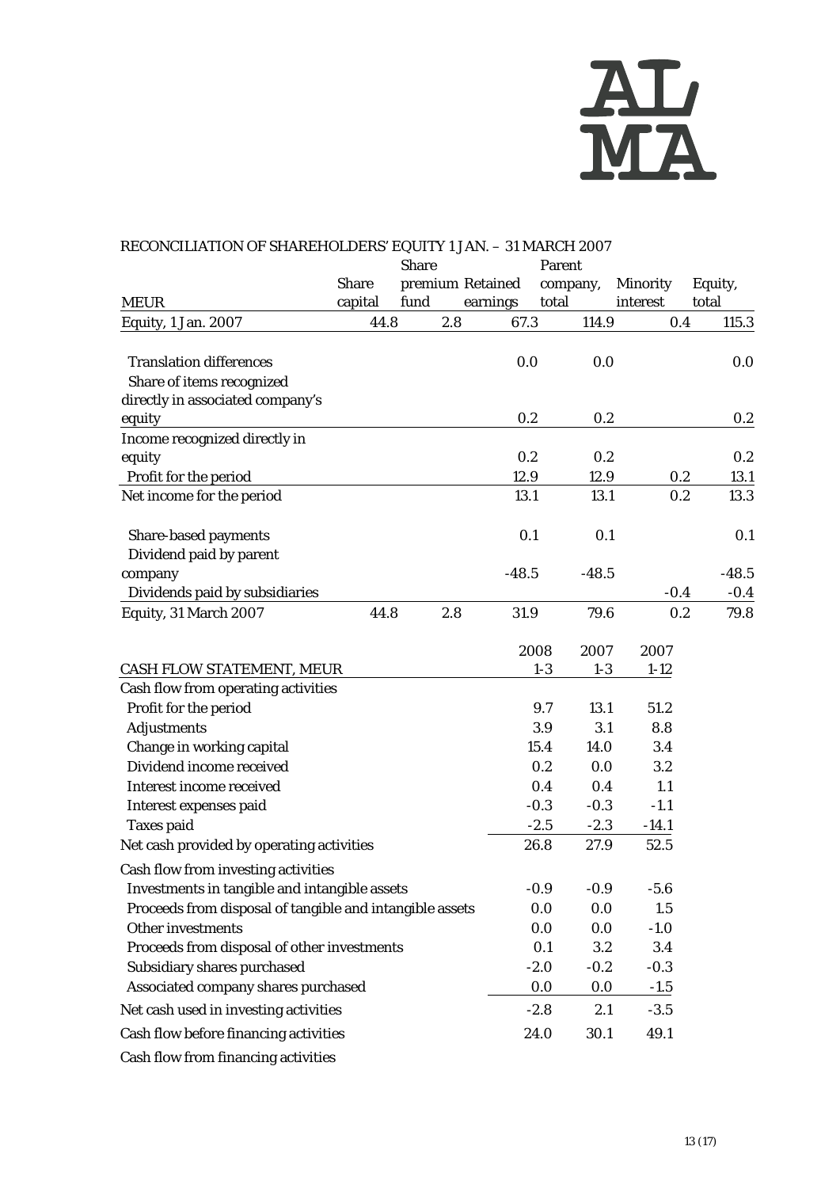RECONCILIATION OF SHAREHOLDERS' EQUITY 1 JAN. – 31 MARCH 2007

| MEUR | Share capital | Share premium fund | Retained earnings | Parent company, total | Minority interest | Equity, total |
|---|---|---|---|---|---|---|
| Equity, 1 Jan. 2007 | 44.8 | 2.8 | 67.3 | 114.9 | 0.4 | 115.3 |
| Translation differences | | | 0.0 | 0.0 | | 0.0 |
| Share of items recognized directly in associated company's equity | | | 0.2 | 0.2 | | 0.2 |
| Income recognized directly in equity | | | 0.2 | 0.2 | | 0.2 |
| Profit for the period | | | 12.9 | 12.9 | 0.2 | 13.1 |
| Net income for the period | | | 13.1 | 13.1 | 0.2 | 13.3 |
| Share-based payments | | | 0.1 | 0.1 | | 0.1 |
| Dividend paid by parent company | | | -48.5 | -48.5 | | -48.5 |
| Dividends paid by subsidiaries | | | | | -0.4 | -0.4 |
| Equity, 31 March 2007 | 44.8 | 2.8 | 31.9 | 79.6 | 0.2 | 79.8 |

| CASH FLOW STATEMENT, MEUR | 2008 1-3 | 2007 1-3 | 2007 1-12 |
|---|---|---|---|
| Cash flow from operating activities | | | |
| Profit for the period | 9.7 | 13.1 | 51.2 |
| Adjustments | 3.9 | 3.1 | 8.8 |
| Change in working capital | 15.4 | 14.0 | 3.4 |
| Dividend income received | 0.2 | 0.0 | 3.2 |
| Interest income received | 0.4 | 0.4 | 1.1 |
| Interest expenses paid | -0.3 | -0.3 | -1.1 |
| Taxes paid | -2.5 | -2.3 | -14.1 |
| Net cash provided by operating activities | 26.8 | 27.9 | 52.5 |
| Cash flow from investing activities | | | |
| Investments in tangible and intangible assets | -0.9 | -0.9 | -5.6 |
| Proceeds from disposal of tangible and intangible assets | 0.0 | 0.0 | 1.5 |
| Other investments | 0.0 | 0.0 | -1.0 |
| Proceeds from disposal of other investments | 0.1 | 3.2 | 3.4 |
| Subsidiary shares purchased | -2.0 | -0.2 | -0.3 |
| Associated company shares purchased | 0.0 | 0.0 | -1.5 |
| Net cash used in investing activities | -2.8 | 2.1 | -3.5 |
| Cash flow before financing activities | 24.0 | 30.1 | 49.1 |
| Cash flow from financing activities | | | |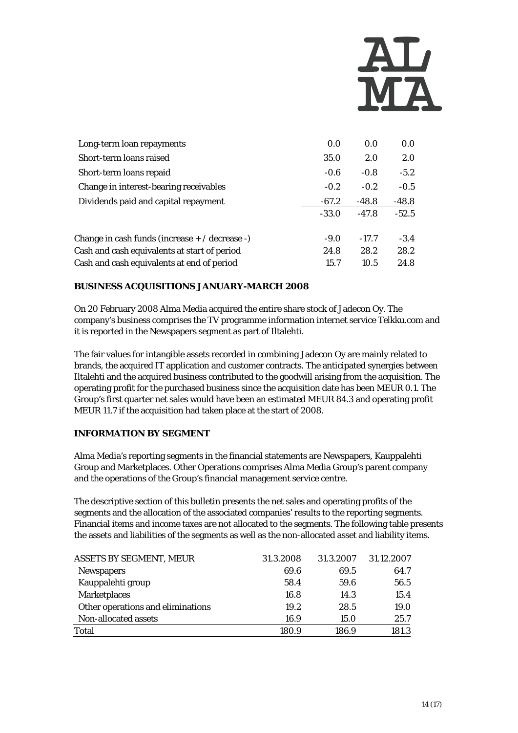| | | | |
|---|---|---|---|
| Long-term loan repayments | 0.0 | 0.0 | 0.0 |
| Short-term loans raised | 35.0 | 2.0 | 2.0 |
| Short-term loans repaid | -0.6 | -0.8 | -5.2 |
| Change in interest-bearing receivables | -0.2 | -0.2 | -0.5 |
| Dividends paid and capital repayment | -67.2 | -48.8 | -48.8 |
| | -33.0 | -47.8 | -52.5 |
| | | | |
| Change in cash funds (increase + / decrease -) | -9.0 | -17.7 | -3.4 |
| Cash and cash equivalents at start of period | 24.8 | 28.2 | 28.2 |
| Cash and cash equivalents at end of period | 15.7 | 10.5 | 24.8 |

**BUSINESS ACQUISITIONS JANUARY-MARCH 2008**

On 20 February 2008 Alma Media acquired the entire share stock of Jadecon Oy. The company's business comprises the TV programme information internet service Telkku.com and it is reported in the Newspapers segment as part of Iltalehti.

The fair values for intangible assets recorded in combining Jadecon Oy are mainly related to brands, the acquired IT application and customer contracts. The anticipated synergies between Iltalehti and the acquired business contributed to the goodwill arising from the acquisition. The operating profit for the purchased business since the acquisition date has been MEUR 0.1. The Group's first quarter net sales would have been an estimated MEUR 84.3 and operating profit MEUR 11.7 if the acquisition had taken place at the start of 2008.

**INFORMATION BY SEGMENT**

Alma Media's reporting segments in the financial statements are Newspapers, Kauppalehti Group and Marketplaces. Other Operations comprises Alma Media Group's parent company and the operations of the Group's financial management service centre.

The descriptive section of this bulletin presents the net sales and operating profits of the segments and the allocation of the associated companies' results to the reporting segments. Financial items and income taxes are not allocated to the segments. The following table presents the assets and liabilities of the segments as well as the non-allocated asset and liability items.

| ASSETS BY SEGMENT, MEUR | 31.3.2008 | 31.3.2007 | 31.12.2007 |
|---|---|---|---|
| Newspapers | 69.6 | 69.5 | 64.7 |
| Kauppalehti group | 58.4 | 59.6 | 56.5 |
| Marketplaces | 16.8 | 14.3 | 15.4 |
| Other operations and eliminations | 19.2 | 28.5 | 19.0 |
| Non-allocated assets | 16.9 | 15.0 | 25.7 |
| Total | 180.9 | 186.9 | 181.3 |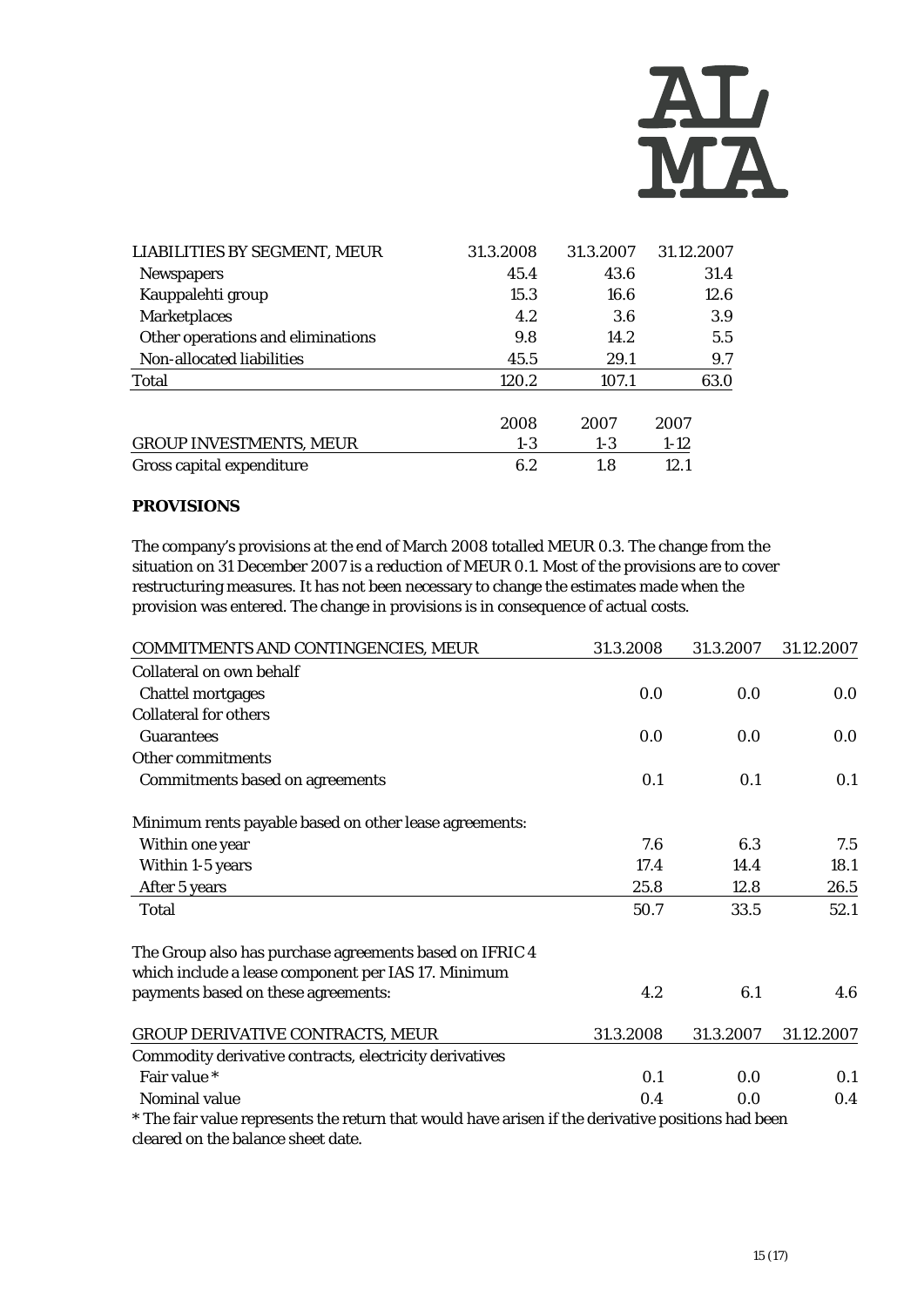| LIABILITIES BY SEGMENT, MEUR | 31.3.2008 | 31.3.2007 | 31.12.2007 |
|---|---|---|---|
| Newspapers | 45.4 | 43.6 | 31.4 |
| Kauppalehti group | 15.3 | 16.6 | 12.6 |
| Marketplaces | 4.2 | 3.6 | 3.9 |
| Other operations and eliminations | 9.8 | 14.2 | 5.5 |
| Non-allocated liabilities | 45.5 | 29.1 | 9.7 |
| Total | 120.2 | 107.1 | 63.0 |

| | 2008 | 2007 | 2007 |
|---|---|---|---|
| GROUP INVESTMENTS, MEUR | 1-3 | 1-3 | 1-12 |
| Gross capital expenditure | 6.2 | 1.8 | 12.1 |

**PROVISIONS**

The company's provisions at the end of March 2008 totalled MEUR 0.3. The change from the situation on 31 December 2007 is a reduction of MEUR 0.1. Most of the provisions are to cover restructuring measures. It has not been necessary to change the estimates made when the provision was entered. The change in provisions is in consequence of actual costs.

| COMMITMENTS AND CONTINGENCIES, MEUR | 31.3.2008 | 31.3.2007 | 31.12.2007 |
|---|---|---|---|
| Collateral on own behalf | | | |
| Chattel mortgages | 0.0 | 0.0 | 0.0 |
| Collateral for others | | | |
| Guarantees | 0.0 | 0.0 | 0.0 |
| Other commitments | | | |
| Commitments based on agreements | 0.1 | 0.1 | 0.1 |
| | | | |
| Minimum rents payable based on other lease agreements: | | | |
| Within one year | 7.6 | 6.3 | 7.5 |
| Within 1-5 years | 17.4 | 14.4 | 18.1 |
| After 5 years | 25.8 | 12.8 | 26.5 |
| Total | 50.7 | 33.5 | 52.1 |
| | | | |
| The Group also has purchase agreements based on IFRIC 4 which include a lease component per IAS 17. Minimum payments based on these agreements: | 4.2 | 6.1 | 4.6 |

| GROUP DERIVATIVE CONTRACTS, MEUR | 31.3.2008 | 31.3.2007 | 31.12.2007 |
|---|---|---|---|
| Commodity derivative contracts, electricity derivatives | | | |
| Fair value * | 0.1 | 0.0 | 0.1 |
| Nominal value | 0.4 | 0.0 | 0.4 |

* The fair value represents the return that would have arisen if the derivative positions had been cleared on the balance sheet date.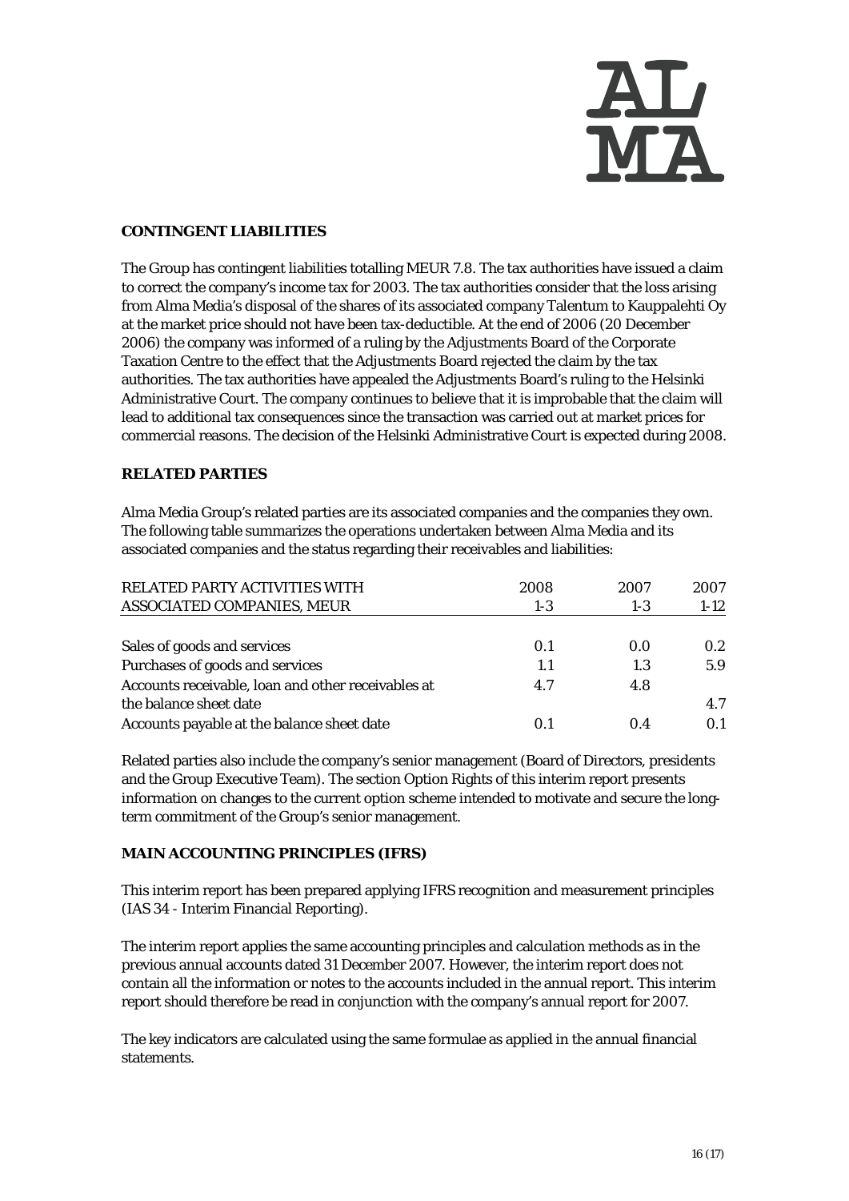## CONTINGENT LIABILITIES

The Group has contingent liabilities totalling MEUR 7.8. The tax authorities have issued a claim to correct the company's income tax for 2003. The tax authorities consider that the loss arising from Alma Media's disposal of the shares of its associated company Talentum to Kauppalehti Oy at the market price should not have been tax-deductible. At the end of 2006 (20 December 2006) the company was informed of a ruling by the Adjustments Board of the Corporate Taxation Centre to the effect that the Adjustments Board rejected the claim by the tax authorities. The tax authorities have appealed the Adjustments Board's ruling to the Helsinki Administrative Court. The company continues to believe that it is improbable that the claim will lead to additional tax consequences since the transaction was carried out at market prices for commercial reasons. The decision of the Helsinki Administrative Court is expected during 2008.

## RELATED PARTIES

Alma Media Group's related parties are its associated companies and the companies they own. The following table summarizes the operations undertaken between Alma Media and its associated companies and the status regarding their receivables and liabilities:

| RELATED PARTY ACTIVITIES WITH ASSOCIATED COMPANIES, MEUR | 2008 1-3 | 2007 1-3 | 2007 1-12 |
|---|---|---|---|
| Sales of goods and services | 0.1 | 0.0 | 0.2 |
| Purchases of goods and services | 1.1 | 1.3 | 5.9 |
| Accounts receivable, loan and other receivables at the balance sheet date | 4.7 | 4.8 | 4.7 |
| Accounts payable at the balance sheet date | 0.1 | 0.4 | 0.1 |

Related parties also include the company's senior management (Board of Directors, presidents and the Group Executive Team). The section Option Rights of this interim report presents information on changes to the current option scheme intended to motivate and secure the long-term commitment of the Group's senior management.

## MAIN ACCOUNTING PRINCIPLES (IFRS)

This interim report has been prepared applying IFRS recognition and measurement principles (IAS 34 - Interim Financial Reporting).

The interim report applies the same accounting principles and calculation methods as in the previous annual accounts dated 31 December 2007. However, the interim report does not contain all the information or notes to the accounts included in the annual report. This interim report should therefore be read in conjunction with the company's annual report for 2007.

The key indicators are calculated using the same formulae as applied in the annual financial statements.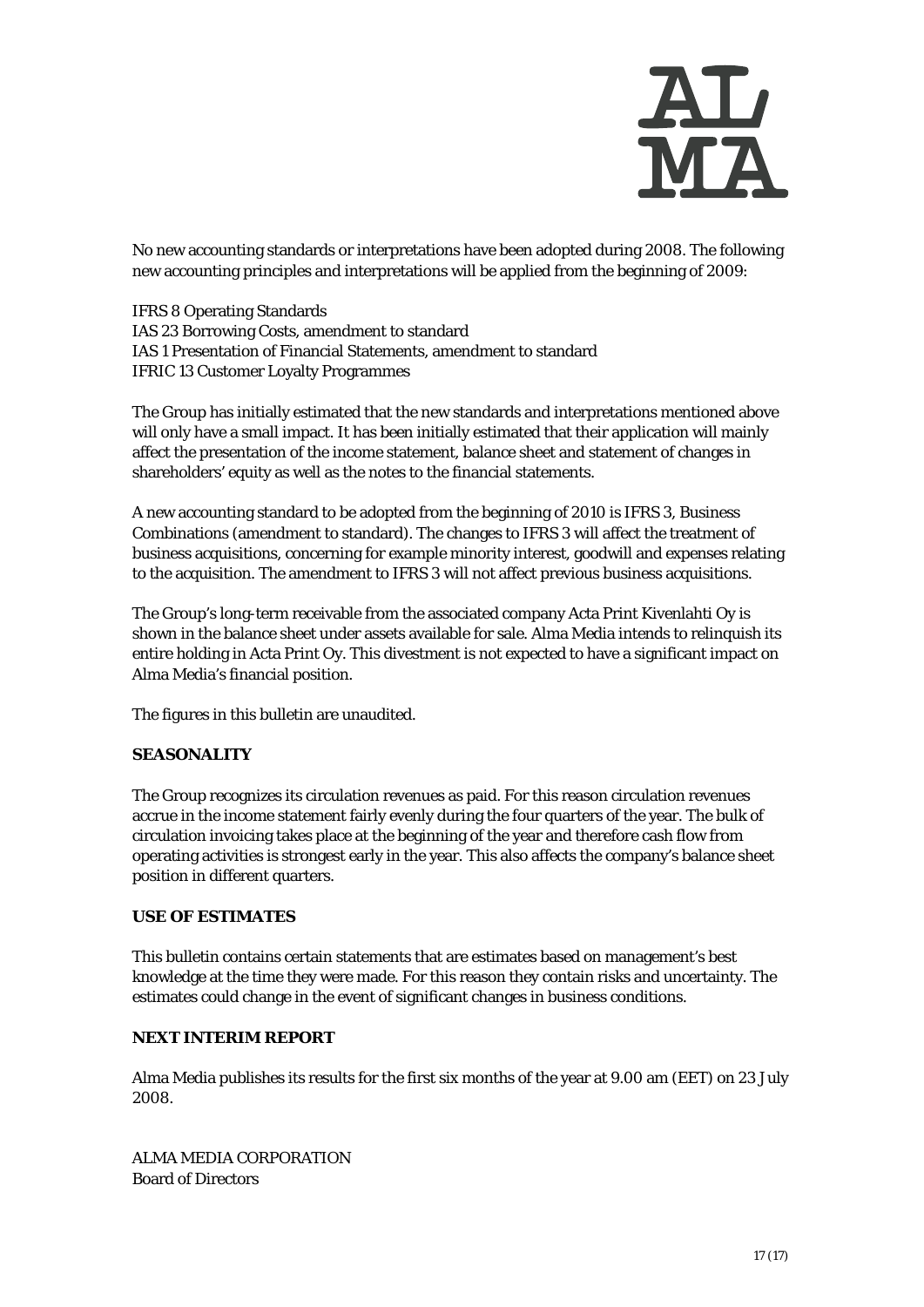No new accounting standards or interpretations have been adopted during 2008. The following new accounting principles and interpretations will be applied from the beginning of 2009:

IFRS 8 Operating Standards
IAS 23 Borrowing Costs, amendment to standard
IAS 1 Presentation of Financial Statements, amendment to standard
IFRIC 13 Customer Loyalty Programmes

The Group has initially estimated that the new standards and interpretations mentioned above will only have a small impact. It has been initially estimated that their application will mainly affect the presentation of the income statement, balance sheet and statement of changes in shareholders' equity as well as the notes to the financial statements.

A new accounting standard to be adopted from the beginning of 2010 is IFRS 3, Business Combinations (amendment to standard). The changes to IFRS 3 will affect the treatment of business acquisitions, concerning for example minority interest, goodwill and expenses relating to the acquisition. The amendment to IFRS 3 will not affect previous business acquisitions.

The Group's long-term receivable from the associated company Acta Print Kivenlahti Oy is shown in the balance sheet under assets available for sale. Alma Media intends to relinquish its entire holding in Acta Print Oy. This divestment is not expected to have a significant impact on Alma Media's financial position.

The figures in this bulletin are unaudited.

**SEASONALITY**

The Group recognizes its circulation revenues as paid. For this reason circulation revenues accrue in the income statement fairly evenly during the four quarters of the year. The bulk of circulation invoicing takes place at the beginning of the year and therefore cash flow from operating activities is strongest early in the year. This also affects the company's balance sheet position in different quarters.

**USE OF ESTIMATES**

This bulletin contains certain statements that are estimates based on management's best knowledge at the time they were made. For this reason they contain risks and uncertainty. The estimates could change in the event of significant changes in business conditions.

**NEXT INTERIM REPORT**

Alma Media publishes its results for the first six months of the year at 9.00 am (EET) on 23 July 2008.

ALMA MEDIA CORPORATION
Board of Directors